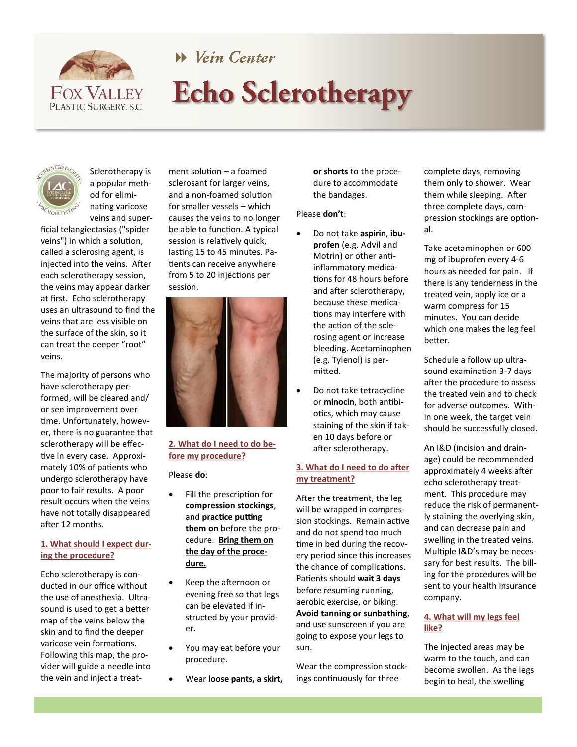Fox Valley Plastic Surgery, S.C.

Vein Center

# Echo Sclerotherapy

Sclerotherapy is a popular method for eliminating varicose veins and superficial telangiectasias ("spider veins") in which a solution, called a sclerosing agent, is injected into the veins. After each sclerotherapy session, the veins may appear darker at first. Echo sclerotherapy uses an ultrasound to find the veins that are less visible on the surface of the skin, so it can treat the deeper "root" veins.

The majority of persons who have sclerotherapy performed, will be cleared and/or see improvement over time. Unfortunately, however, there is no guarantee that sclerotherapy will be effective in every case. Approximately 10% of patients who undergo sclerotherapy have poor to fair results. A poor result occurs when the veins have not totally disappeared after 12 months.

## 1. What should I expect during the procedure?

Echo sclerotherapy is conducted in our office without the use of anesthesia. Ultrasound is used to get a better map of the veins below the skin and to find the deeper varicose vein formations. Following this map, the provider will guide a needle into the vein and inject a treatment solution – a foamed sclerosant for larger veins, and a non-foamed solution for smaller vessels – which causes the veins to no longer be able to function. A typical session is relatively quick, lasting 15 to 45 minutes. Patients can receive anywhere from 5 to 20 injections per session.

## 2. What do I need to do before my procedure?

Please **do**:

- Fill the prescription for **compression stockings**, and **practice putting them on** before the procedure. **Bring them on the day of the procedure.**
- Keep the afternoon or evening free so that legs can be elevated if instructed by your provider.
- You may eat before your procedure.
- Wear **loose pants, a skirt, or shorts** to the procedure to accommodate the bandages.

Please **don't**:

- Do not take **aspirin**, **ibuprofen** (e.g. Advil and Motrin) or other anti-inflammatory medications for 48 hours before and after sclerotherapy, because these medications may interfere with the action of the sclerosing agent or increase bleeding. Acetaminophen (e.g. Tylenol) is permitted.
- Do not take tetracycline or **minocin**, both antibiotics, which may cause staining of the skin if taken 10 days before or after sclerotherapy.

## 3. What do I need to do after my treatment?

After the treatment, the leg will be wrapped in compression stockings. Remain active and do not spend too much time in bed during the recovery period since this increases the chance of complications. Patients should **wait 3 days** before resuming running, aerobic exercise, or biking. **Avoid tanning or sunbathing**, and use sunscreen if you are going to expose your legs to sun.

Wear the compression stockings continuously for three complete days, removing them only to shower. Wear them while sleeping. After three complete days, compression stockings are optional.

Take acetaminophen or 600 mg of ibuprofen every 4-6 hours as needed for pain. If there is any tenderness in the treated vein, apply ice or a warm compress for 15 minutes. You can decide which one makes the leg feel better.

Schedule a follow up ultrasound examination 3-7 days after the procedure to assess the treated vein and to check for adverse outcomes. Within one week, the target vein should be successfully closed.

An I&D (incision and drainage) could be recommended approximately 4 weeks after echo sclerotherapy treatment. This procedure may reduce the risk of permanently staining the overlying skin, and can decrease pain and swelling in the treated veins. Multiple I&D's may be necessary for best results. The billing for the procedures will be sent to your health insurance company.

## 4. What will my legs feel like?

The injected areas may be warm to the touch, and can become swollen. As the legs begin to heal, the swelling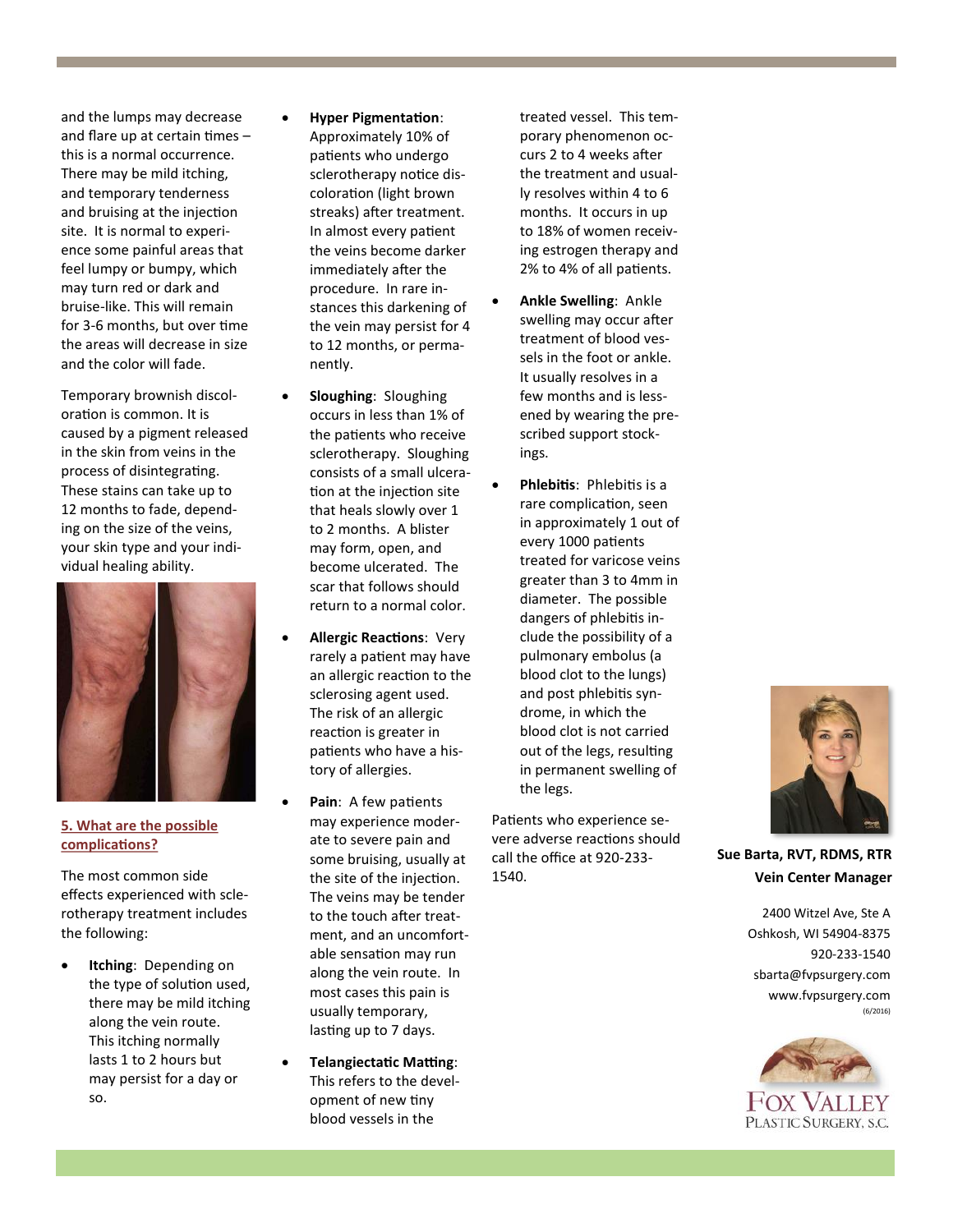and the lumps may decrease and flare up at certain times – this is a normal occurrence. There may be mild itching, and temporary tenderness and bruising at the injection site. It is normal to experience some painful areas that feel lumpy or bumpy, which may turn red or dark and bruise-like. This will remain for 3-6 months, but over time the areas will decrease in size and the color will fade.

Temporary brownish discoloration is common. It is caused by a pigment released in the skin from veins in the process of disintegrating. These stains can take up to 12 months to fade, depending on the size of the veins, your skin type and your individual healing ability.

## 5. What are the possible complications?

The most common side effects experienced with sclerotherapy treatment includes the following:

- **Itching**: Depending on the type of solution used, there may be mild itching along the vein route. This itching normally lasts 1 to 2 hours but may persist for a day or so.
- **Hyper Pigmentation**: Approximately 10% of patients who undergo sclerotherapy notice discoloration (light brown streaks) after treatment. In almost every patient the veins become darker immediately after the procedure. In rare instances this darkening of the vein may persist for 4 to 12 months, or permanently.
- **Sloughing**: Sloughing occurs in less than 1% of the patients who receive sclerotherapy. Sloughing consists of a small ulceration at the injection site that heals slowly over 1 to 2 months. A blister may form, open, and become ulcerated. The scar that follows should return to a normal color.
- **Allergic Reactions**: Very rarely a patient may have an allergic reaction to the sclerosing agent used. The risk of an allergic reaction is greater in patients who have a history of allergies.
- **Pain**: A few patients may experience moderate to severe pain and some bruising, usually at the site of the injection. The veins may be tender to the touch after treatment, and an uncomfortable sensation may run along the vein route. In most cases this pain is usually temporary, lasting up to 7 days.
- **Telangiectatic Matting**: This refers to the development of new tiny blood vessels in the treated vessel. This temporary phenomenon occurs 2 to 4 weeks after the treatment and usually resolves within 4 to 6 months. It occurs in up to 18% of women receiving estrogen therapy and 2% to 4% of all patients.
- **Ankle Swelling**: Ankle swelling may occur after treatment of blood vessels in the foot or ankle. It usually resolves in a few months and is lessened by wearing the prescribed support stockings.
- **Phlebitis**: Phlebitis is a rare complication, seen in approximately 1 out of every 1000 patients treated for varicose veins greater than 3 to 4mm in diameter. The possible dangers of phlebitis include the possibility of a pulmonary embolus (a blood clot to the lungs) and post phlebitis syndrome, in which the blood clot is not carried out of the legs, resulting in permanent swelling of the legs.

Patients who experience severe adverse reactions should call the office at 920-233-1540.

**Sue Barta, RVT, RDMS, RTR**
**Vein Center Manager**

2400 Witzel Ave, Ste A
Oshkosh, WI 54904-8375
920-233-1540
sbarta@fvpsurgery.com
www.fvpsurgery.com
(6/2016)

FOX VALLEY
PLASTIC SURGERY, S.C.